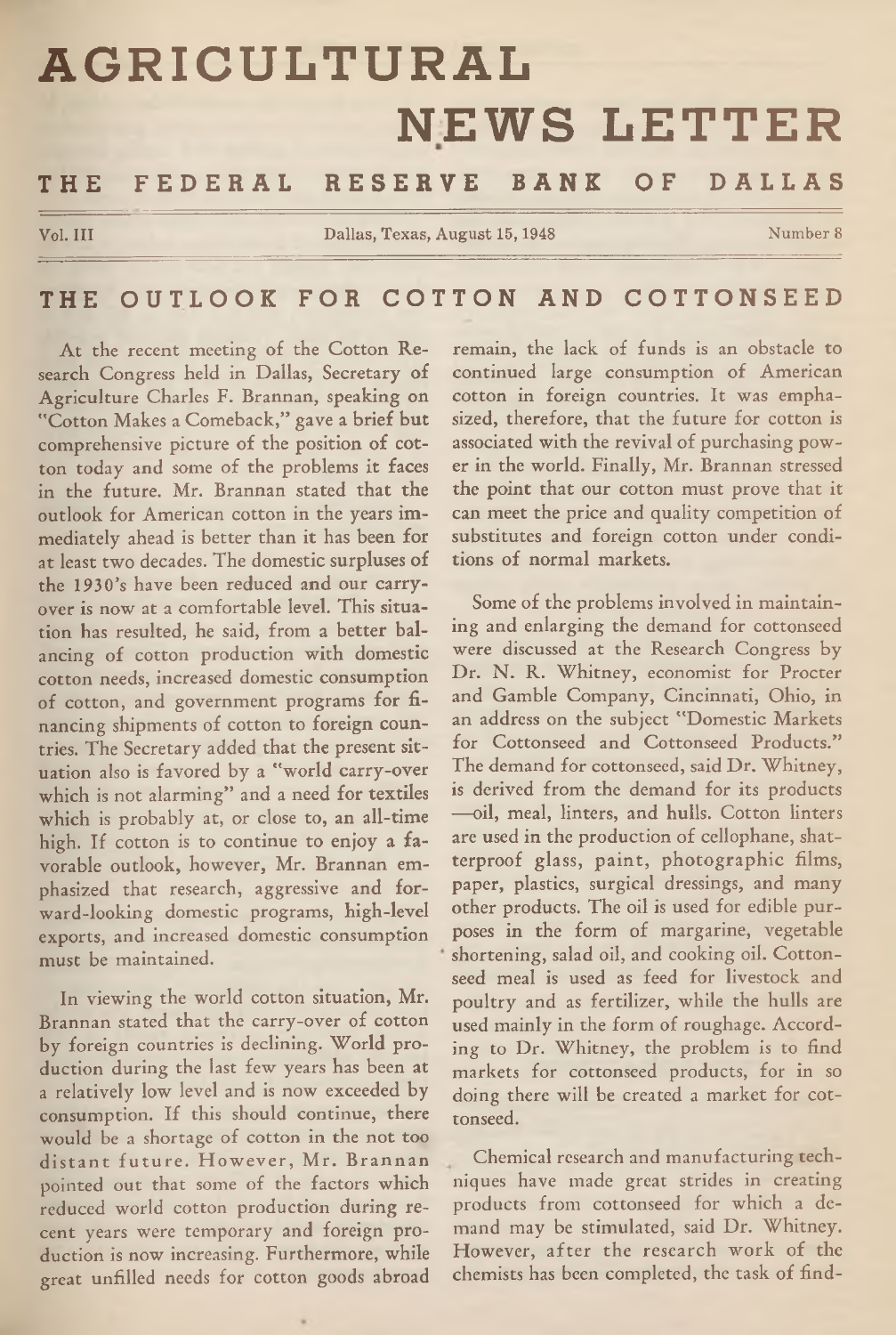# AGRICULTURAL NEWS LETTER

## THE FEDERAL RESERVE BANK OF DALLAS

Vol. III — Dallas, Texas, August 15, 1948 — Number 8

## THE OUTLOOK FOR COTTON AND COTTONSEED

At the recent meeting of the Cotton Research Congress held in Dallas, Secretary of Agriculture Charles F. Brannan, speaking on "Cotton Makes a Comeback," gave a brief but comprehensive picture of the position of cotton today and some of the problems it faces in the future. Mr. Brannan stated that the outlook for American cotton in the years immediately ahead is better than it has been for at least two decades. The domestic surpluses of the 1930's have been reduced and our carryover is now at a comfortable level. This situation has resulted, he said, from a better balancing of cotton production with domestic cotton needs, increased domestic consumption of cotton, and government programs for financing shipments of cotton to foreign countries. The Secretary added that the present situation also is favored by a "world carry-over which is not alarming" and a need for textiles which is probably at, or close to, an all-time high. If cotton is to continue to enjoy a favorable outlook, however, Mr. Brannan emphasized that research, aggressive and forward-looking domestic programs, high-level exports, and increased domestic consumption must be maintained.

In viewing the world cotton situation, Mr. Brannan stated that the carry-over of cotton by foreign countries is declining. World production during the last few years has been at a relatively low level and is now exceeded by consumption. If this should continue, there would be a shortage of cotton in the not too distant future. However, Mr. Brannan pointed out that some of the factors which reduced world cotton production during recent years were temporary and foreign production is now increasing. Furthermore, while great unfilled needs for cotton goods abroad remain, the lack of funds is an obstacle to continued large consumption of American cotton in foreign countries. It was emphasized, therefore, that the future for cotton is associated with the revival of purchasing power in the world. Finally, Mr. Brannan stressed the point that our cotton must prove that it can meet the price and quality competition of substitutes and foreign cotton under conditions of normal markets.

Some of the problems involved in maintaining and enlarging the demand for cottonseed were discussed at the Research Congress by Dr. N. R. Whitney, economist for Procter and Gamble Company, Cincinnati, Ohio, in an address on the subject "Domestic Markets for Cottonseed and Cottonseed Products." The demand for cottonseed, said Dr. Whitney, is derived from the demand for its products —oil, meal, linters, and hulls. Cotton linters are used in the production of cellophane, shatterproof glass, paint, photographic films, paper, plastics, surgical dressings, and many other products. The oil is used for edible purposes in the form of margarine, vegetable shortening, salad oil, and cooking oil. Cottonseed meal is used as feed for livestock and poultry and as fertilizer, while the hulls are used mainly in the form of roughage. According to Dr. Whitney, the problem is to find markets for cottonseed products, for in so doing there will be created a market for cottonseed.

Chemical research and manufacturing techniques have made great strides in creating products from cottonseed for which a demand may be stimulated, said Dr. Whitney. However, after the research work of the chemists has been completed, the task of find-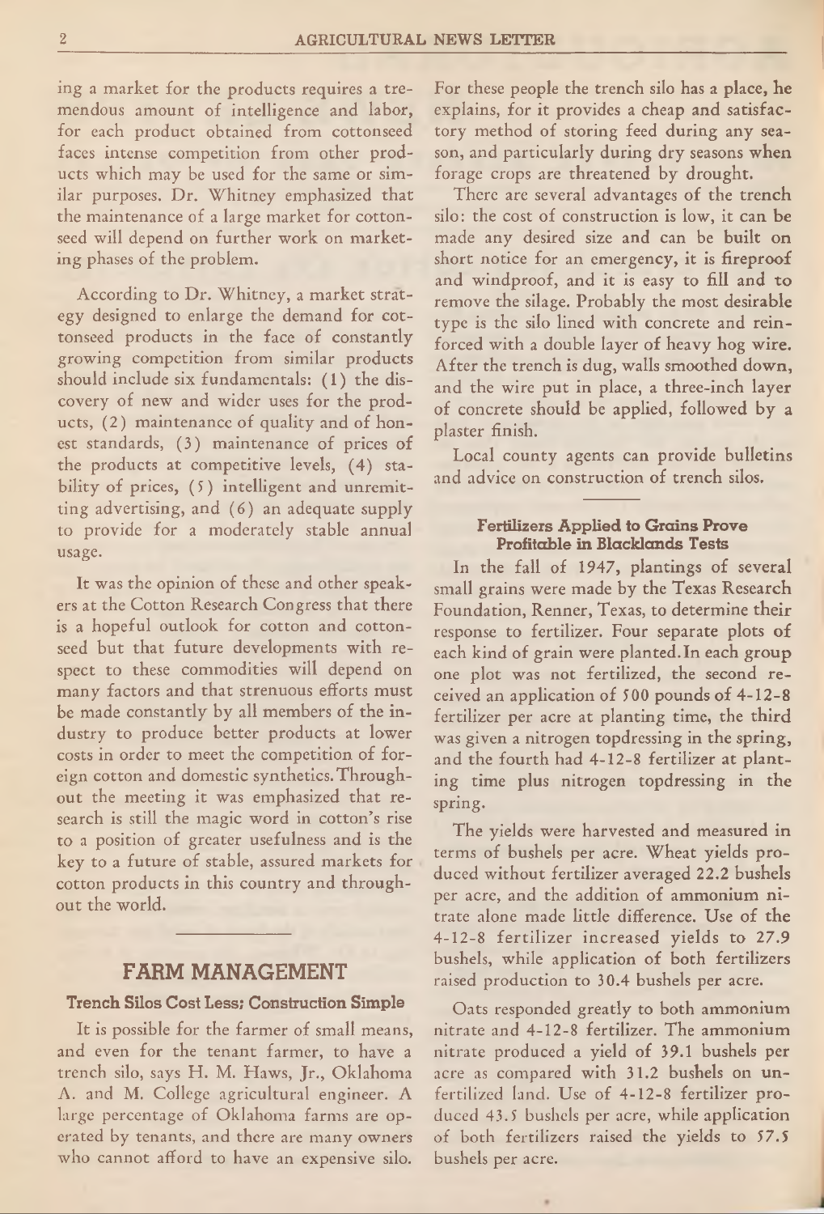ing a market for the products requires a tremendous amount of intelligence and labor, for each product obtained from cottonseed faces intense competition from other products which may be used for the same or similar purposes. Dr. Whitney emphasized that the maintenance of a large market for cottonseed will depend on further work on marketing phases of the problem.

According to Dr. Whitney, a market strategy designed to enlarge the demand for cottonseed products in the face of constantly growing competition from similar products should include six fundamentals: (1) the discovery of new and wider uses for the products, (2) maintenance of quality and of honest standards, (3) maintenance of prices of the products at competitive levels, (4) stability of prices, (5) intelligent and unremitting advertising, and (6) an adequate supply to provide for a moderately stable annual usage.

It was the opinion of these and other speakers at the Cotton Research Congress that there is a hopeful outlook for cotton and cottonseed but that future developments with respect to these commodities will depend on many factors and that strenuous efforts must be made constantly by all members of the industry to produce better products at lower costs in order to meet the competition of foreign cotton and domestic synthetics. Throughout the meeting it was emphasized that research is still the magic word in cotton's rise to a position of greater usefulness and is the key to a future of stable, assured markets for cotton products in this country and throughout the world.

## FARM MANAGEMENT

### Trench Silos Cost Less; Construction Simple

It is possible for the farmer of small means, and even for the tenant farmer, to have a trench silo, says H. M. Haws, Jr., Oklahoma A. and M. College agricultural engineer. A large percentage of Oklahoma farms are operated by tenants, and there are many owners who cannot afford to have an expensive silo. For these people the trench silo has a place, he explains, for it provides a cheap and satisfactory method of storing feed during any season, and particularly during dry seasons when forage crops are threatened by drought.

There are several advantages of the trench silo: the cost of construction is low, it can be made any desired size and can be built on short notice for an emergency, it is fireproof and windproof, and it is easy to fill and to remove the silage. Probably the most desirable type is the silo lined with concrete and reinforced with a double layer of heavy hog wire. After the trench is dug, walls smoothed down, and the wire put in place, a three-inch layer of concrete should be applied, followed by a plaster finish.

Local county agents can provide bulletins and advice on construction of trench silos.

### Fertilizers Applied to Grains Prove Profitable in Blacklands Tests

In the fall of 1947, plantings of several small grains were made by the Texas Research Foundation, Renner, Texas, to determine their response to fertilizer. Four separate plots of each kind of grain were planted. In each group one plot was not fertilized, the second received an application of 500 pounds of 4-12-8 fertilizer per acre at planting time, the third was given a nitrogen topdressing in the spring, and the fourth had 4-12-8 fertilizer at planting time plus nitrogen topdressing in the spring.

The yields were harvested and measured in terms of bushels per acre. Wheat yields produced without fertilizer averaged 22.2 bushels per acre, and the addition of ammonium nitrate alone made little difference. Use of the 4-12-8 fertilizer increased yields to 27.9 bushels, while application of both fertilizers raised production to 30.4 bushels per acre.

Oats responded greatly to both ammonium nitrate and 4-12-8 fertilizer. The ammonium nitrate produced a yield of 39.1 bushels per acre as compared with 31.2 bushels on unfertilized land. Use of 4-12-8 fertilizer produced 43.5 bushels per acre, while application of both fertilizers raised the yields to 57.5 bushels per acre.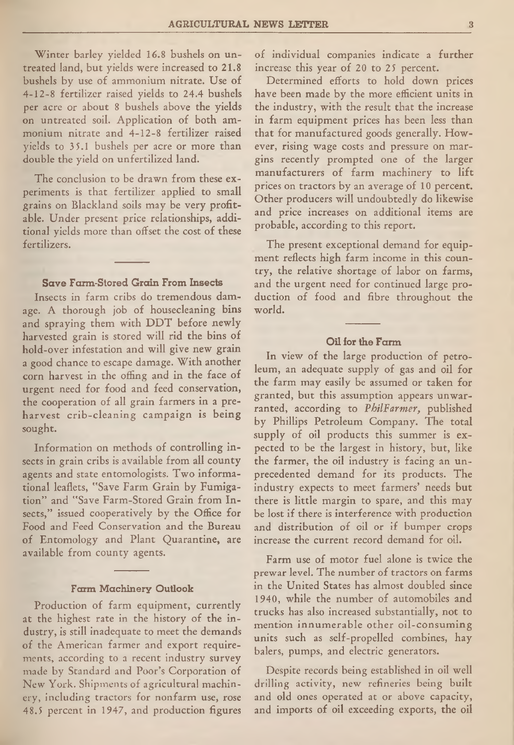Winter barley yielded 16.8 bushels on untreated land, but yields were increased to 21.8 bushels by use of ammonium nitrate. Use of 4-12-8 fertilizer raised yields to 24.4 bushels per acre or about 8 bushels above the yields on untreated soil. Application of both ammonium nitrate and 4-12-8 fertilizer raised yields to 35.1 bushels per acre or more than double the yield on unfertilized land.

The conclusion to be drawn from these experiments is that fertilizer applied to small grains on Blackland soils may be very profitable. Under present price relationships, additional yields more than offset the cost of these fertilizers.

### Save Farm-Stored Grain From Insects

Insects in farm cribs do tremendous damage. A thorough job of housecleaning bins and spraying them with DDT before newly harvested grain is stored will rid the bins of hold-over infestation and will give new grain a good chance to escape damage. With another corn harvest in the offing and in the face of urgent need for food and feed conservation, the cooperation of all grain farmers in a pre-harvest crib-cleaning campaign is being sought.

Information on methods of controlling insects in grain cribs is available from all county agents and state entomologists. Two informational leaflets, "Save Farm Grain by Fumigation" and "Save Farm-Stored Grain from Insects," issued cooperatively by the Office for Food and Feed Conservation and the Bureau of Entomology and Plant Quarantine, are available from county agents.

### Farm Machinery Outlook

Production of farm equipment, currently at the highest rate in the history of the industry, is still inadequate to meet the demands of the American farmer and export requirements, according to a recent industry survey made by Standard and Poor's Corporation of New York. Shipments of agricultural machinery, including tractors for nonfarm use, rose 48.5 percent in 1947, and production figures of individual companies indicate a further increase this year of 20 to 25 percent.

Determined efforts to hold down prices have been made by the more efficient units in the industry, with the result that the increase in farm equipment prices has been less than that for manufactured goods generally. However, rising wage costs and pressure on margins recently prompted one of the larger manufacturers of farm machinery to lift prices on tractors by an average of 10 percent. Other producers will undoubtedly do likewise and price increases on additional items are probable, according to this report.

The present exceptional demand for equipment reflects high farm income in this country, the relative shortage of labor on farms, and the urgent need for continued large production of food and fibre throughout the world.

### Oil for the Farm

In view of the large production of petroleum, an adequate supply of gas and oil for the farm may easily be assumed or taken for granted, but this assumption appears unwarranted, according to *PhilFarmer*, published by Phillips Petroleum Company. The total supply of oil products this summer is expected to be the largest in history, but, like the farmer, the oil industry is facing an unprecedented demand for its products. The industry expects to meet farmers' needs but there is little margin to spare, and this may be lost if there is interference with production and distribution of oil or if bumper crops increase the current record demand for oil.

Farm use of motor fuel alone is twice the prewar level. The number of tractors on farms in the United States has almost doubled since 1940, while the number of automobiles and trucks has also increased substantially, not to mention innumerable other oil-consuming units such as self-propelled combines, hay balers, pumps, and electric generators.

Despite records being established in oil well drilling activity, new refineries being built and old ones operated at or above capacity, and imports of oil exceeding exports, the oil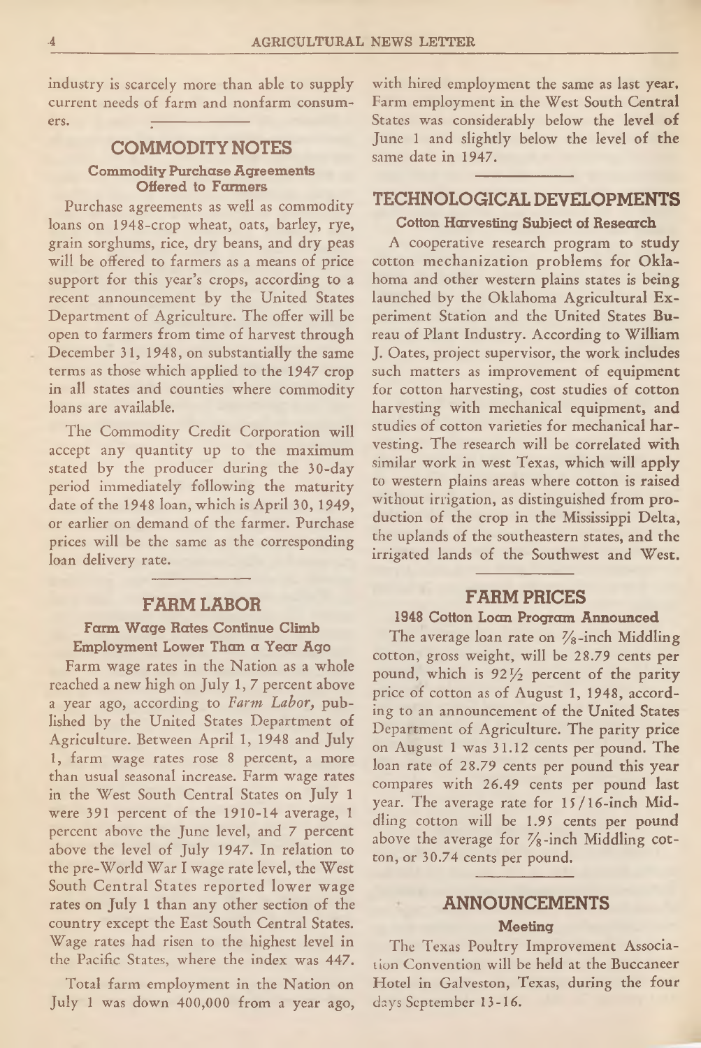industry is scarcely more than able to supply current needs of farm and nonfarm consumers.

## COMMODITY NOTES

### Commodity Purchase Agreements Offered to Farmers

Purchase agreements as well as commodity loans on 1948-crop wheat, oats, barley, rye, grain sorghums, rice, dry beans, and dry peas will be offered to farmers as a means of price support for this year's crops, according to a recent announcement by the United States Department of Agriculture. The offer will be open to farmers from time of harvest through December 31, 1948, on substantially the same terms as those which applied to the 1947 crop in all states and counties where commodity loans are available.

The Commodity Credit Corporation will accept any quantity up to the maximum stated by the producer during the 30-day period immediately following the maturity date of the 1948 loan, which is April 30, 1949, or earlier on demand of the farmer. Purchase prices will be the same as the corresponding loan delivery rate.

## FARM LABOR

### Farm Wage Rates Continue Climb Employment Lower Than a Year Ago

Farm wage rates in the Nation as a whole reached a new high on July 1, 7 percent above a year ago, according to *Farm Labor*, published by the United States Department of Agriculture. Between April 1, 1948 and July 1, farm wage rates rose 8 percent, a more than usual seasonal increase. Farm wage rates in the West South Central States on July 1 were 391 percent of the 1910-14 average, 1 percent above the June level, and 7 percent above the level of July 1947. In relation to the pre-World War I wage rate level, the West South Central States reported lower wage rates on July 1 than any other section of the country except the East South Central States. Wage rates had risen to the highest level in the Pacific States, where the index was 447.

Total farm employment in the Nation on July 1 was down 400,000 from a year ago, with hired employment the same as last year. Farm employment in the West South Central States was considerably below the level of June 1 and slightly below the level of the same date in 1947.

## TECHNOLOGICAL DEVELOPMENTS

### Cotton Harvesting Subject of Research

A cooperative research program to study cotton mechanization problems for Oklahoma and other western plains states is being launched by the Oklahoma Agricultural Experiment Station and the United States Bureau of Plant Industry. According to William J. Oates, project supervisor, the work includes such matters as improvement of equipment for cotton harvesting, cost studies of cotton harvesting with mechanical equipment, and studies of cotton varieties for mechanical harvesting. The research will be correlated with similar work in west Texas, which will apply to western plains areas where cotton is raised without irrigation, as distinguished from production of the crop in the Mississippi Delta, the uplands of the southeastern states, and the irrigated lands of the Southwest and West.

## FARM PRICES

### 1948 Cotton Loan Program Announced

The average loan rate on 7/8-inch Middling cotton, gross weight, will be 28.79 cents per pound, which is 92½ percent of the parity price of cotton as of August 1, 1948, according to an announcement of the United States Department of Agriculture. The parity price on August 1 was 31.12 cents per pound. The loan rate of 28.79 cents per pound this year compares with 26.49 cents per pound last year. The average rate for 15/16-inch Middling cotton will be 1.95 cents per pound above the average for 7/8-inch Middling cotton, or 30.74 cents per pound.

## ANNOUNCEMENTS

### Meeting

The Texas Poultry Improvement Association Convention will be held at the Buccaneer Hotel in Galveston, Texas, during the four days September 13-16.